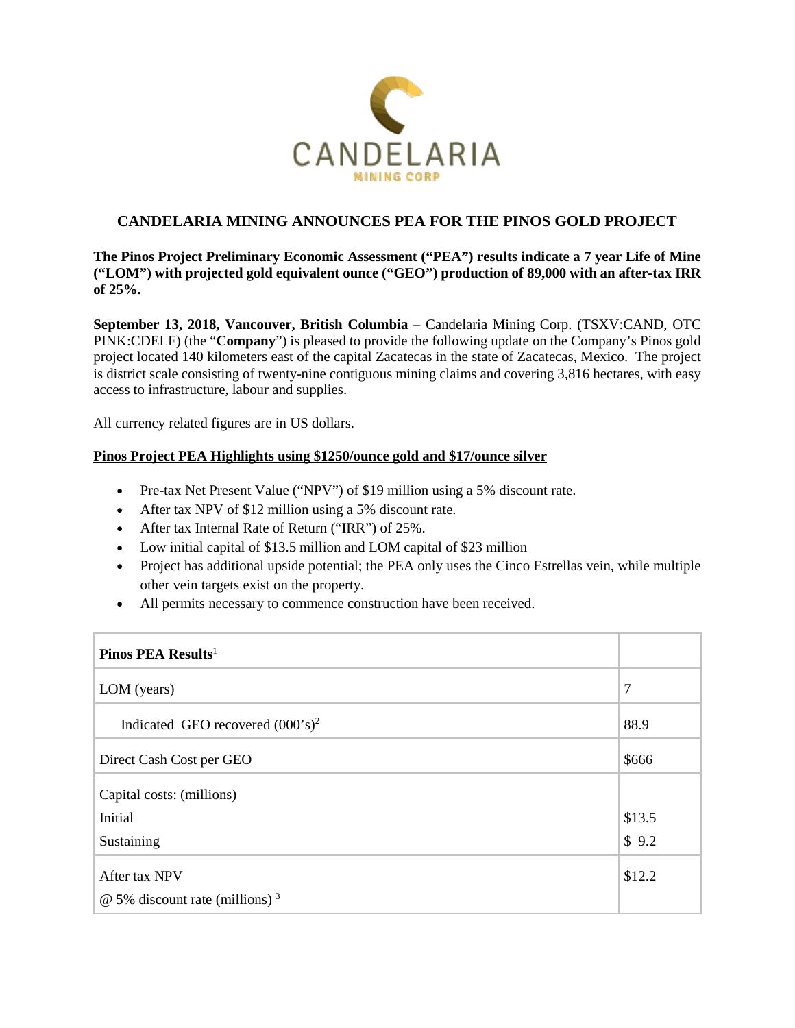# CANDELARIA MINING ANNOUNCES PEA FOR THE PINOS GOLD PROJECT

**The Pinos Project Preliminary Economic Assessment ("PEA") results indicate a 7 year Life of Mine ("LOM") with projected gold equivalent ounce ("GEO") production of 89,000 with an after-tax IRR of 25%.**

**September 13, 2018, Vancouver, British Columbia –** Candelaria Mining Corp. (TSXV:CAND, OTC PINK:CDELF) (the "**Company**") is pleased to provide the following update on the Company's Pinos gold project located 140 kilometers east of the capital Zacatecas in the state of Zacatecas, Mexico. The project is district scale consisting of twenty-nine contiguous mining claims and covering 3,816 hectares, with easy access to infrastructure, labour and supplies.

All currency related figures are in US dollars.

**Pinos Project PEA Highlights using $1250/ounce gold and $17/ounce silver**

- Pre-tax Net Present Value ("NPV") of $19 million using a 5% discount rate.
- After tax NPV of $12 million using a 5% discount rate.
- After tax Internal Rate of Return ("IRR") of 25%.
- Low initial capital of $13.5 million and LOM capital of $23 million
- Project has additional upside potential; the PEA only uses the Cinco Estrellas vein, while multiple other vein targets exist on the property.
- All permits necessary to commence construction have been received.

| **Pinos PEA Results**[1] | |
|---|---|
| LOM (years) | 7 |
| Indicated GEO recovered (000's)[2] | 88.9 |
| Direct Cash Cost per GEO | $666 |
| Capital costs: (millions) | |
| Initial | $13.5 |
| Sustaining | $ 9.2 |
| After tax NPV @ 5% discount rate (millions) [3] | $12.2 |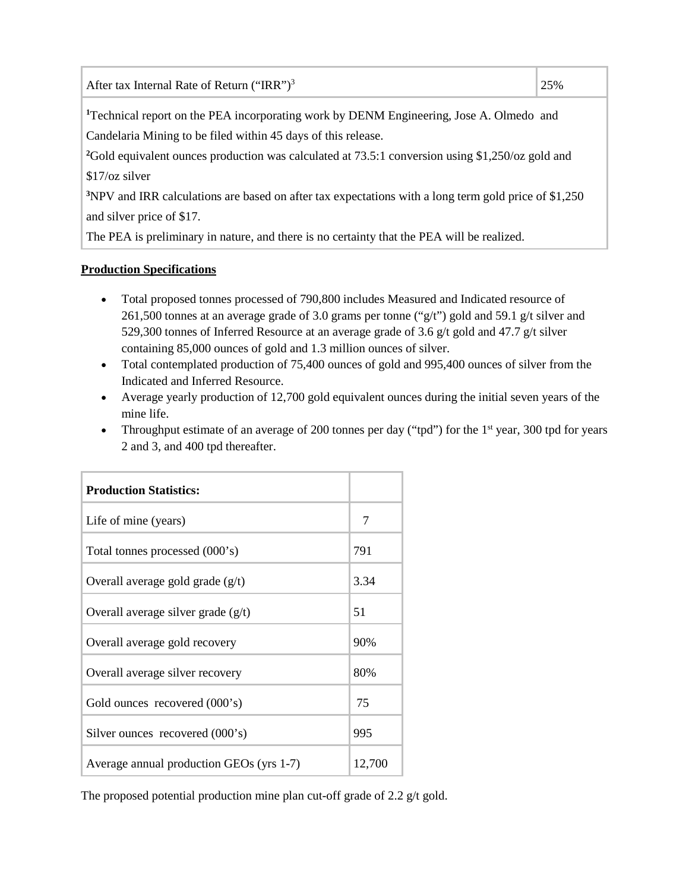| After tax Internal Rate of Return ("IRR")[3] | 25% |
|---|---|

[1]Technical report on the PEA incorporating work by DENM Engineering, Jose A. Olmedo and Candelaria Mining to be filed within 45 days of this release.
[2]Gold equivalent ounces production was calculated at 73.5:1 conversion using $1,250/oz gold and $17/oz silver
[3]NPV and IRR calculations are based on after tax expectations with a long term gold price of $1,250 and silver price of $17.
The PEA is preliminary in nature, and there is no certainty that the PEA will be realized.

**Production Specifications**

- Total proposed tonnes processed of 790,800 includes Measured and Indicated resource of 261,500 tonnes at an average grade of 3.0 grams per tonne ("g/t") gold and 59.1 g/t silver and 529,300 tonnes of Inferred Resource at an average grade of 3.6 g/t gold and 47.7 g/t silver containing 85,000 ounces of gold and 1.3 million ounces of silver.
- Total contemplated production of 75,400 ounces of gold and 995,400 ounces of silver from the Indicated and Inferred Resource.
- Average yearly production of 12,700 gold equivalent ounces during the initial seven years of the mine life.
- Throughput estimate of an average of 200 tonnes per day ("tpd") for the 1st year, 300 tpd for years 2 and 3, and 400 tpd thereafter.

| **Production Statistics:** | |
|---|---|
| Life of mine (years) | 7 |
| Total tonnes processed (000's) | 791 |
| Overall average gold grade (g/t) | 3.34 |
| Overall average silver grade (g/t) | 51 |
| Overall average gold recovery | 90% |
| Overall average silver recovery | 80% |
| Gold ounces recovered (000's) | 75 |
| Silver ounces recovered (000's) | 995 |
| Average annual production GEOs (yrs 1-7) | 12,700 |

The proposed potential production mine plan cut-off grade of 2.2 g/t gold.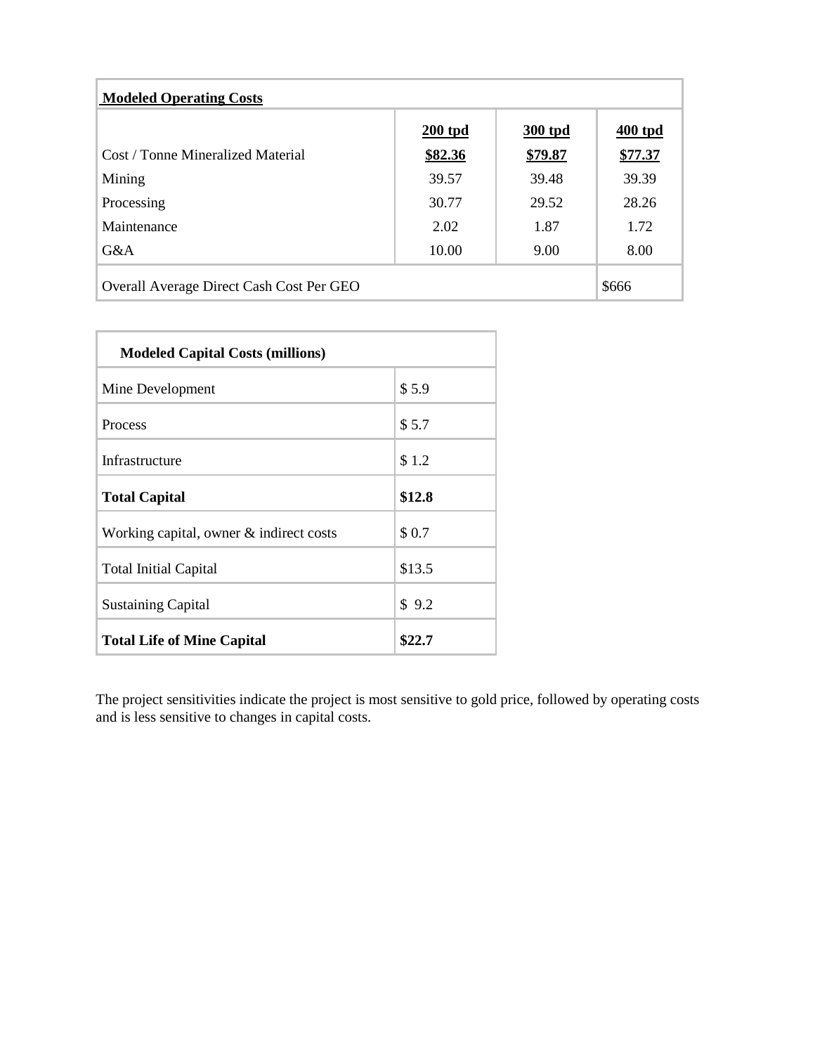| **Modeled Operating Costs** | | | |
|---|---|---|---|
| | **200 tpd** | **300 tpd** | **400 tpd** |
| Cost / Tonne Mineralized Material | **$82.36** | **$79.87** | **$77.37** |
| Mining | 39.57 | 39.48 | 39.39 |
| Processing | 30.77 | 29.52 | 28.26 |
| Maintenance | 2.02 | 1.87 | 1.72 |
| G&A | 10.00 | 9.00 | 8.00 |
| Overall Average Direct Cash Cost Per GEO | | | $666 |

| **Modeled Capital Costs (millions)** | |
|---|---|
| Mine Development | $ 5.9 |
| Process | $ 5.7 |
| Infrastructure | $ 1.2 |
| **Total Capital** | **$12.8** |
| Working capital, owner & indirect costs | $ 0.7 |
| Total Initial Capital | $13.5 |
| Sustaining Capital | $ 9.2 |
| **Total Life of Mine Capital** | **$22.7** |

The project sensitivities indicate the project is most sensitive to gold price, followed by operating costs and is less sensitive to changes in capital costs.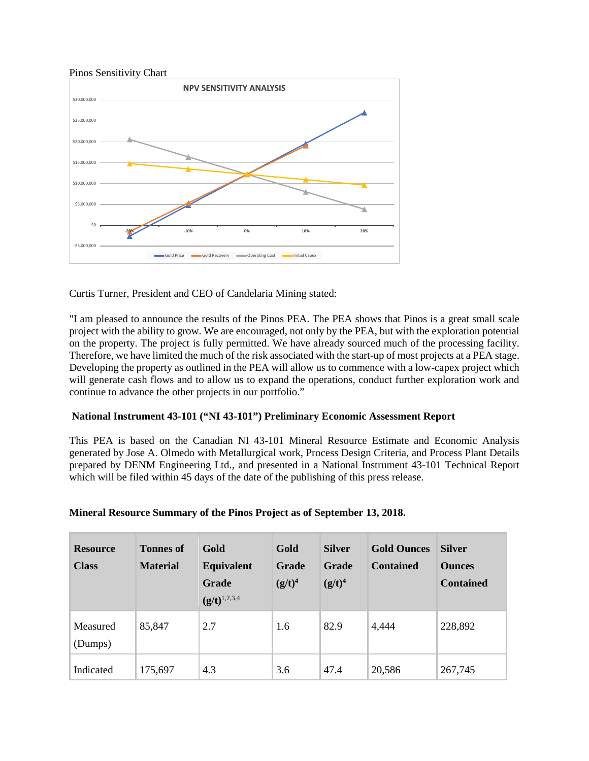Pinos Sensitivity Chart

Curtis Turner, President and CEO of Candelaria Mining stated:

"I am pleased to announce the results of the Pinos PEA. The PEA shows that Pinos is a great small scale project with the ability to grow. We are encouraged, not only by the PEA, but with the exploration potential on the property. The project is fully permitted. We have already sourced much of the processing facility. Therefore, we have limited the much of the risk associated with the start-up of most projects at a PEA stage. Developing the property as outlined in the PEA will allow us to commence with a low-capex project which will generate cash flows and to allow us to expand the operations, conduct further exploration work and continue to advance the other projects in our portfolio."

**National Instrument 43-101 ("NI 43-101") Preliminary Economic Assessment Report**

This PEA is based on the Canadian NI 43-101 Mineral Resource Estimate and Economic Analysis generated by Jose A. Olmedo with Metallurgical work, Process Design Criteria, and Process Plant Details prepared by DENM Engineering Ltd., and presented in a National Instrument 43-101 Technical Report which will be filed within 45 days of the date of the publishing of this press release.

**Mineral Resource Summary of the Pinos Project as of September 13, 2018.**

| Resource Class | Tonnes of Material | Gold Equivalent Grade (g/t)[1,2,3,4] | Gold Grade (g/t)[4] | Silver Grade (g/t)[4] | Gold Ounces Contained | Silver Ounces Contained |
|---|---|---|---|---|---|---|
| Measured (Dumps) | 85,847 | 2.7 | 1.6 | 82.9 | 4,444 | 228,892 |
| Indicated | 175,697 | 4.3 | 3.6 | 47.4 | 20,586 | 267,745 |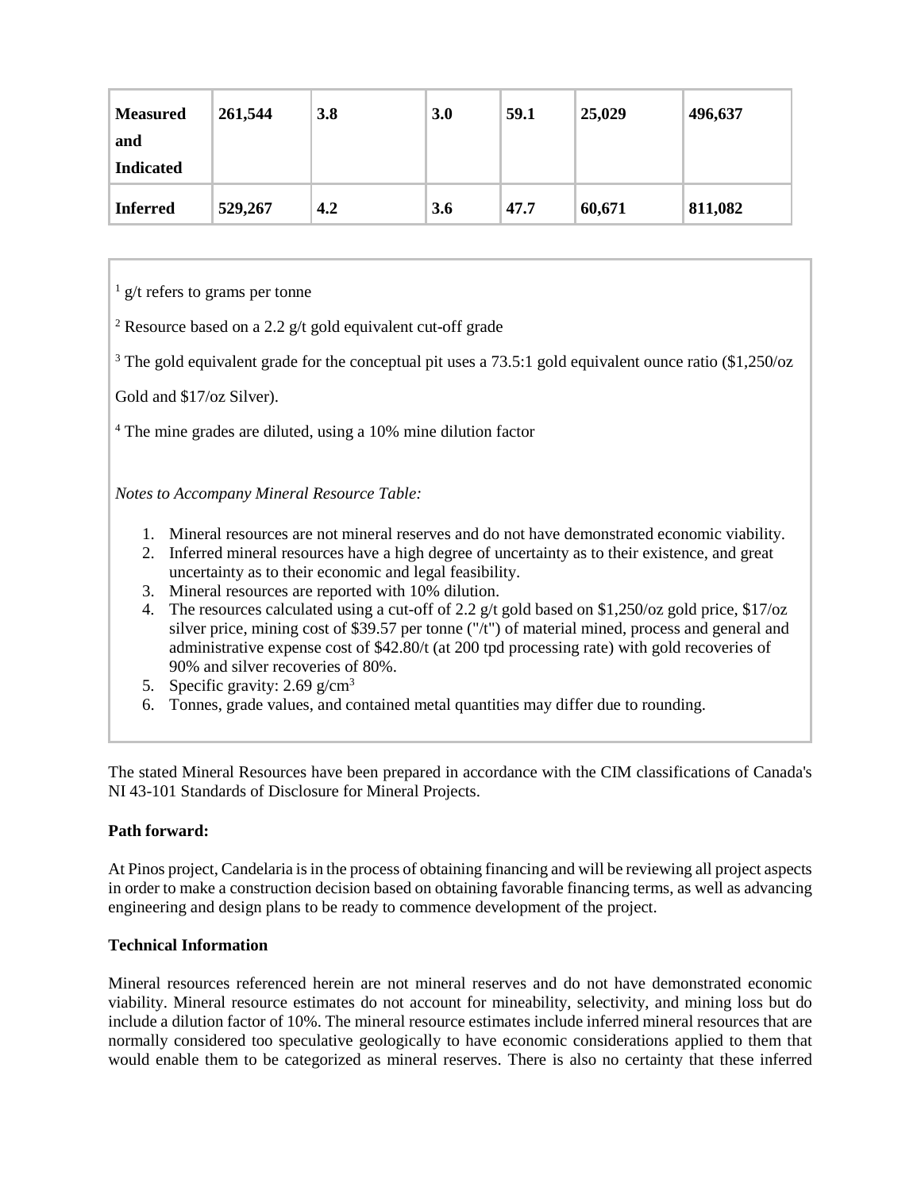| **Measured and Indicated** | **261,544** | **3.8** | **3.0** | **59.1** | **25,029** | **496,637** |
|---|---|---|---|---|---|---|
| **Inferred** | **529,267** | **4.2** | **3.6** | **47.7** | **60,671** | **811,082** |

[1] g/t refers to grams per tonne

[2] Resource based on a 2.2 g/t gold equivalent cut-off grade

[3] The gold equivalent grade for the conceptual pit uses a 73.5:1 gold equivalent ounce ratio ($1,250/oz Gold and $17/oz Silver).

[4] The mine grades are diluted, using a 10% mine dilution factor

*Notes to Accompany Mineral Resource Table:*

1. Mineral resources are not mineral reserves and do not have demonstrated economic viability.
2. Inferred mineral resources have a high degree of uncertainty as to their existence, and great uncertainty as to their economic and legal feasibility.
3. Mineral resources are reported with 10% dilution.
4. The resources calculated using a cut-off of 2.2 g/t gold based on $1,250/oz gold price, $17/oz silver price, mining cost of $39.57 per tonne ("/t") of material mined, process and general and administrative expense cost of $42.80/t (at 200 tpd processing rate) with gold recoveries of 90% and silver recoveries of 80%.
5. Specific gravity: 2.69 g/cm$^3$
6. Tonnes, grade values, and contained metal quantities may differ due to rounding.

The stated Mineral Resources have been prepared in accordance with the CIM classifications of Canada's NI 43-101 Standards of Disclosure for Mineral Projects.

**Path forward:**

At Pinos project, Candelaria is in the process of obtaining financing and will be reviewing all project aspects in order to make a construction decision based on obtaining favorable financing terms, as well as advancing engineering and design plans to be ready to commence development of the project.

**Technical Information**

Mineral resources referenced herein are not mineral reserves and do not have demonstrated economic viability. Mineral resource estimates do not account for mineability, selectivity, and mining loss but do include a dilution factor of 10%. The mineral resource estimates include inferred mineral resources that are normally considered too speculative geologically to have economic considerations applied to them that would enable them to be categorized as mineral reserves. There is also no certainty that these inferred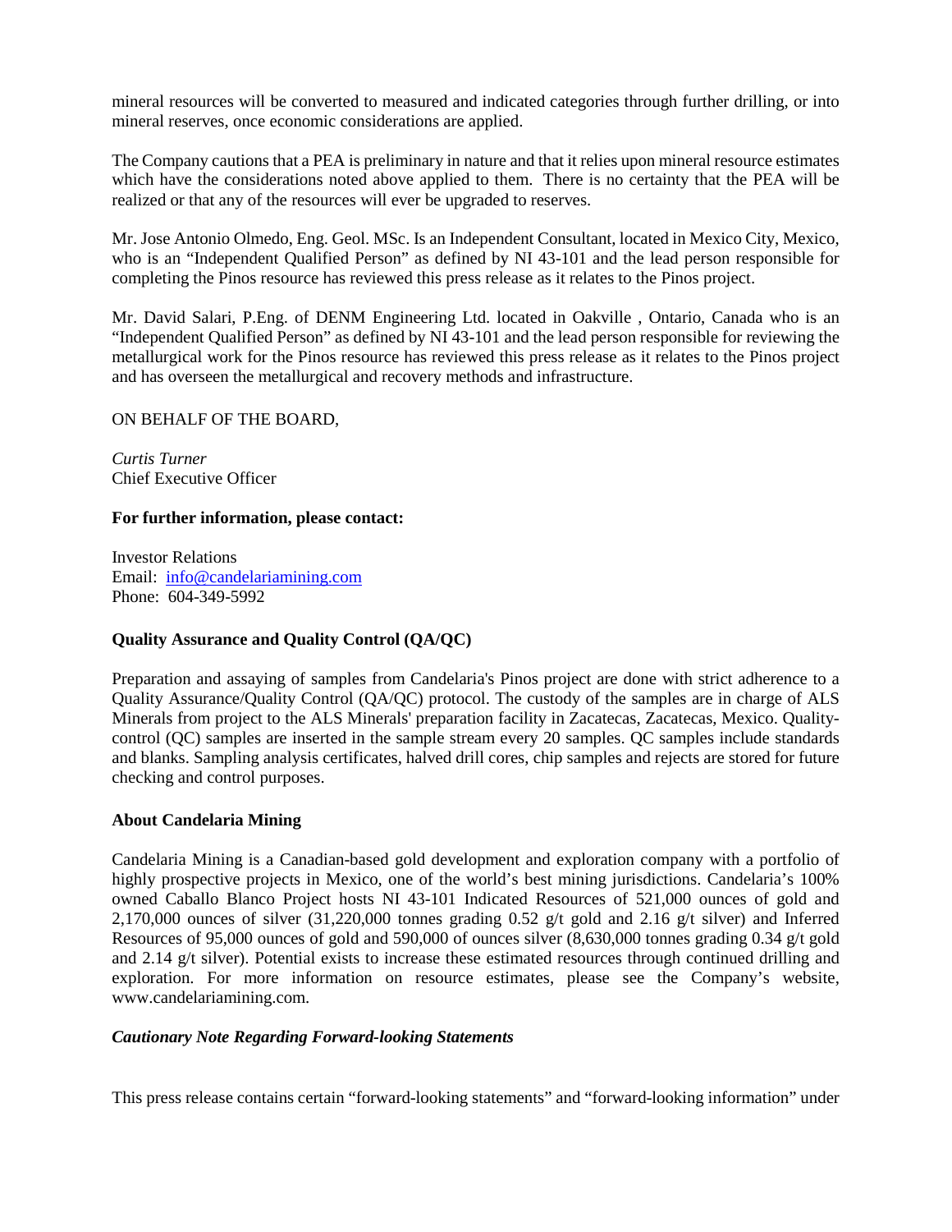mineral resources will be converted to measured and indicated categories through further drilling, or into mineral reserves, once economic considerations are applied.

The Company cautions that a PEA is preliminary in nature and that it relies upon mineral resource estimates which have the considerations noted above applied to them. There is no certainty that the PEA will be realized or that any of the resources will ever be upgraded to reserves.

Mr. Jose Antonio Olmedo, Eng. Geol. MSc. Is an Independent Consultant, located in Mexico City, Mexico, who is an "Independent Qualified Person" as defined by NI 43-101 and the lead person responsible for completing the Pinos resource has reviewed this press release as it relates to the Pinos project.

Mr. David Salari, P.Eng. of DENM Engineering Ltd. located in Oakville , Ontario, Canada who is an "Independent Qualified Person" as defined by NI 43-101 and the lead person responsible for reviewing the metallurgical work for the Pinos resource has reviewed this press release as it relates to the Pinos project and has overseen the metallurgical and recovery methods and infrastructure.

ON BEHALF OF THE BOARD,

*Curtis Turner*
Chief Executive Officer

**For further information, please contact:**

Investor Relations
Email: info@candelariamining.com
Phone: 604-349-5992

**Quality Assurance and Quality Control (QA/QC)**

Preparation and assaying of samples from Candelaria's Pinos project are done with strict adherence to a Quality Assurance/Quality Control (QA/QC) protocol. The custody of the samples are in charge of ALS Minerals from project to the ALS Minerals' preparation facility in Zacatecas, Zacatecas, Mexico. Quality-control (QC) samples are inserted in the sample stream every 20 samples. QC samples include standards and blanks. Sampling analysis certificates, halved drill cores, chip samples and rejects are stored for future checking and control purposes.

**About Candelaria Mining**

Candelaria Mining is a Canadian-based gold development and exploration company with a portfolio of highly prospective projects in Mexico, one of the world's best mining jurisdictions. Candelaria's 100% owned Caballo Blanco Project hosts NI 43-101 Indicated Resources of 521,000 ounces of gold and 2,170,000 ounces of silver (31,220,000 tonnes grading 0.52 g/t gold and 2.16 g/t silver) and Inferred Resources of 95,000 ounces of gold and 590,000 of ounces silver (8,630,000 tonnes grading 0.34 g/t gold and 2.14 g/t silver). Potential exists to increase these estimated resources through continued drilling and exploration. For more information on resource estimates, please see the Company's website, www.candelariamining.com.

***Cautionary Note Regarding Forward-looking Statements***

This press release contains certain "forward-looking statements" and "forward-looking information" under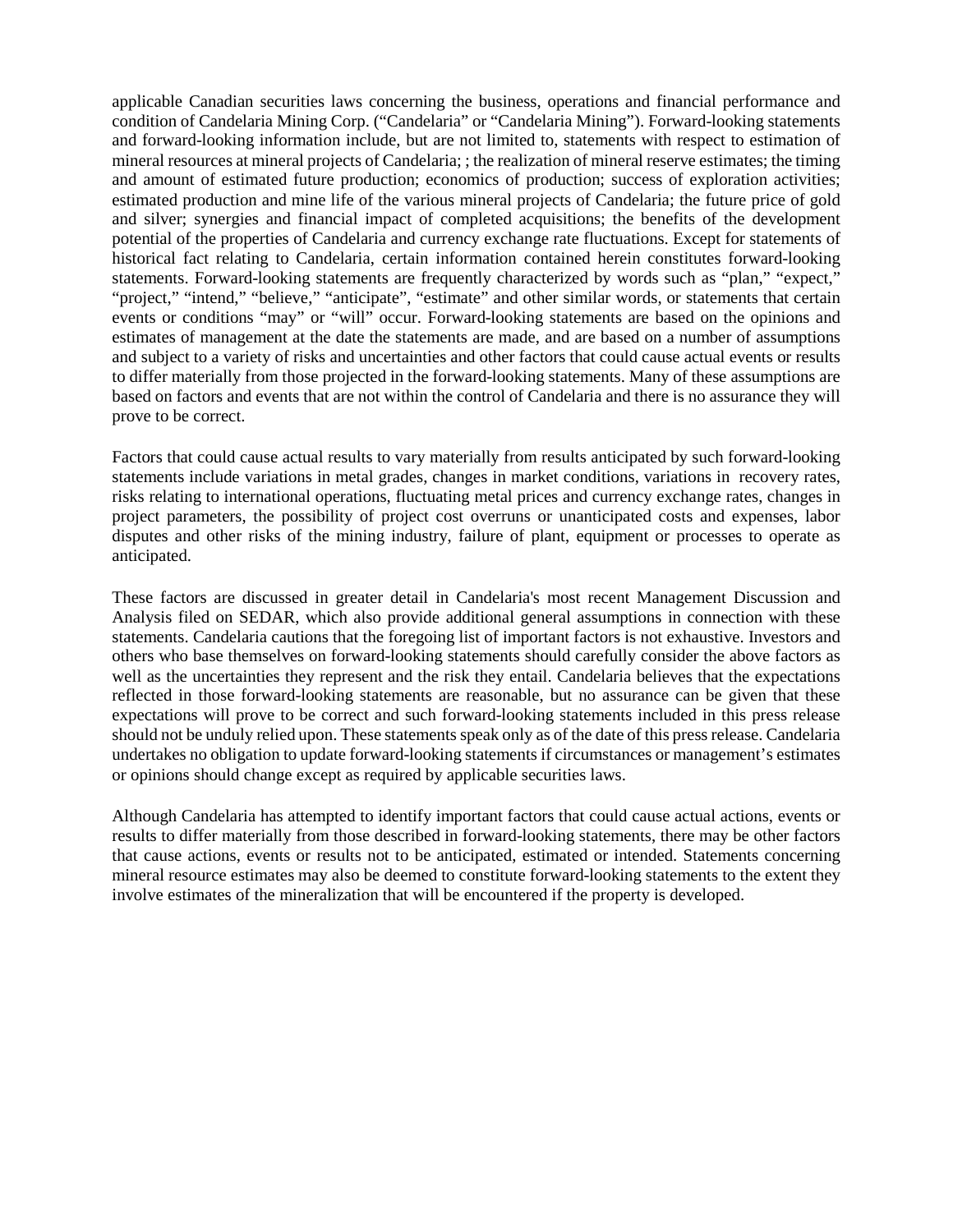applicable Canadian securities laws concerning the business, operations and financial performance and condition of Candelaria Mining Corp. ("Candelaria" or "Candelaria Mining"). Forward-looking statements and forward-looking information include, but are not limited to, statements with respect to estimation of mineral resources at mineral projects of Candelaria; ; the realization of mineral reserve estimates; the timing and amount of estimated future production; economics of production; success of exploration activities; estimated production and mine life of the various mineral projects of Candelaria; the future price of gold and silver; synergies and financial impact of completed acquisitions; the benefits of the development potential of the properties of Candelaria and currency exchange rate fluctuations. Except for statements of historical fact relating to Candelaria, certain information contained herein constitutes forward-looking statements. Forward-looking statements are frequently characterized by words such as "plan," "expect," "project," "intend," "believe," "anticipate", "estimate" and other similar words, or statements that certain events or conditions "may" or "will" occur. Forward-looking statements are based on the opinions and estimates of management at the date the statements are made, and are based on a number of assumptions and subject to a variety of risks and uncertainties and other factors that could cause actual events or results to differ materially from those projected in the forward-looking statements. Many of these assumptions are based on factors and events that are not within the control of Candelaria and there is no assurance they will prove to be correct.

Factors that could cause actual results to vary materially from results anticipated by such forward-looking statements include variations in metal grades, changes in market conditions, variations in recovery rates, risks relating to international operations, fluctuating metal prices and currency exchange rates, changes in project parameters, the possibility of project cost overruns or unanticipated costs and expenses, labor disputes and other risks of the mining industry, failure of plant, equipment or processes to operate as anticipated.

These factors are discussed in greater detail in Candelaria's most recent Management Discussion and Analysis filed on SEDAR, which also provide additional general assumptions in connection with these statements. Candelaria cautions that the foregoing list of important factors is not exhaustive. Investors and others who base themselves on forward-looking statements should carefully consider the above factors as well as the uncertainties they represent and the risk they entail. Candelaria believes that the expectations reflected in those forward-looking statements are reasonable, but no assurance can be given that these expectations will prove to be correct and such forward-looking statements included in this press release should not be unduly relied upon. These statements speak only as of the date of this press release. Candelaria undertakes no obligation to update forward-looking statements if circumstances or management's estimates or opinions should change except as required by applicable securities laws.

Although Candelaria has attempted to identify important factors that could cause actual actions, events or results to differ materially from those described in forward-looking statements, there may be other factors that cause actions, events or results not to be anticipated, estimated or intended. Statements concerning mineral resource estimates may also be deemed to constitute forward-looking statements to the extent they involve estimates of the mineralization that will be encountered if the property is developed.